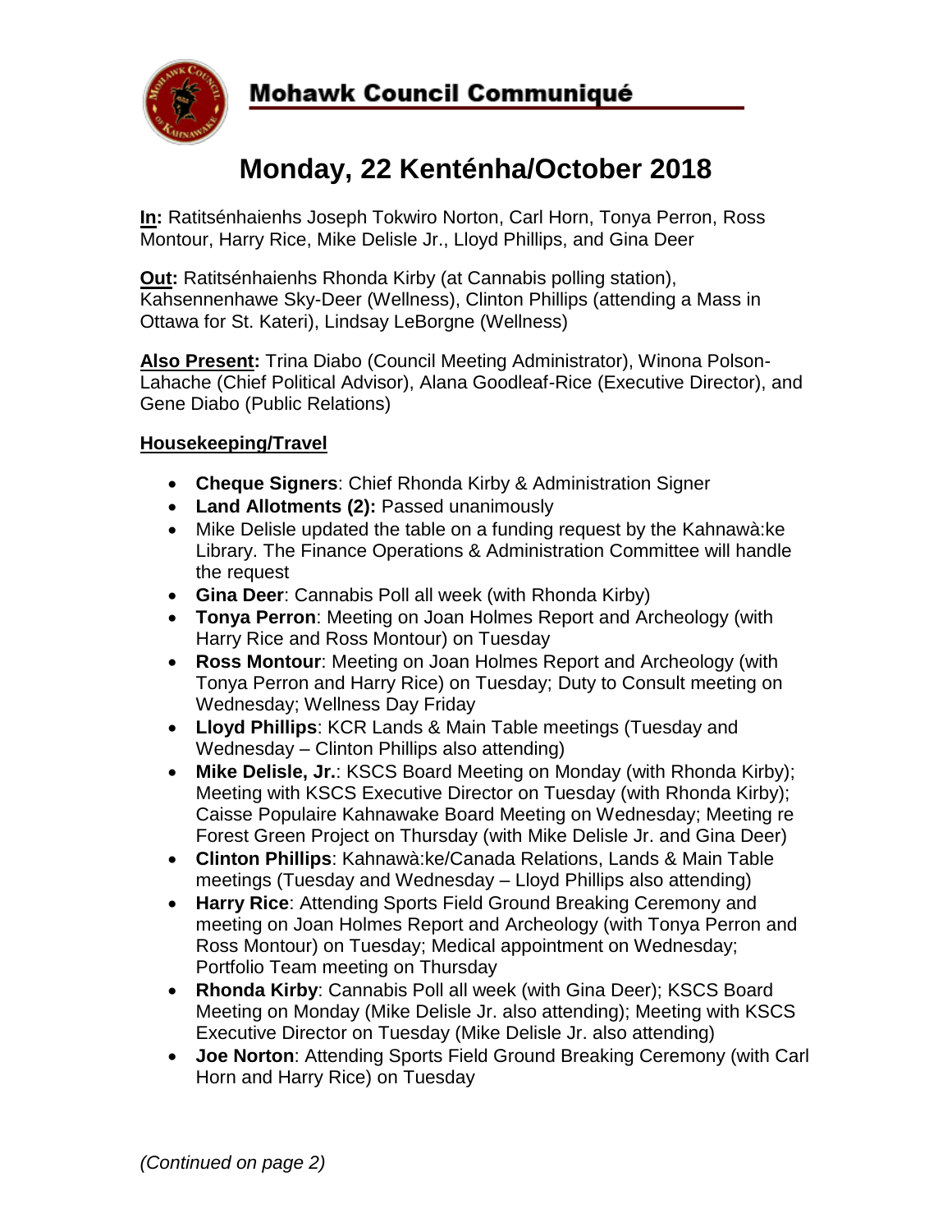# Mohawk Council Communiqué

## Monday, 22 Kenténha/October 2018

**In:** Ratitsénhaienhs Joseph Tokwiro Norton, Carl Horn, Tonya Perron, Ross Montour, Harry Rice, Mike Delisle Jr., Lloyd Phillips, and Gina Deer

**Out:** Ratitsénhaienhs Rhonda Kirby (at Cannabis polling station), Kahsennenhawe Sky-Deer (Wellness), Clinton Phillips (attending a Mass in Ottawa for St. Kateri), Lindsay LeBorgne (Wellness)

**Also Present:** Trina Diabo (Council Meeting Administrator), Winona Polson-Lahache (Chief Political Advisor), Alana Goodleaf-Rice (Executive Director), and Gene Diabo (Public Relations)

**Housekeeping/Travel**

- **Cheque Signers**: Chief Rhonda Kirby & Administration Signer
- **Land Allotments (2):** Passed unanimously
- Mike Delisle updated the table on a funding request by the Kahnawà:ke Library. The Finance Operations & Administration Committee will handle the request
- **Gina Deer**: Cannabis Poll all week (with Rhonda Kirby)
- **Tonya Perron**: Meeting on Joan Holmes Report and Archeology (with Harry Rice and Ross Montour) on Tuesday
- **Ross Montour**: Meeting on Joan Holmes Report and Archeology (with Tonya Perron and Harry Rice) on Tuesday; Duty to Consult meeting on Wednesday; Wellness Day Friday
- **Lloyd Phillips**: KCR Lands & Main Table meetings (Tuesday and Wednesday – Clinton Phillips also attending)
- **Mike Delisle, Jr.**: KSCS Board Meeting on Monday (with Rhonda Kirby); Meeting with KSCS Executive Director on Tuesday (with Rhonda Kirby); Caisse Populaire Kahnawake Board Meeting on Wednesday; Meeting re Forest Green Project on Thursday (with Mike Delisle Jr. and Gina Deer)
- **Clinton Phillips**: Kahnawà:ke/Canada Relations, Lands & Main Table meetings (Tuesday and Wednesday – Lloyd Phillips also attending)
- **Harry Rice**: Attending Sports Field Ground Breaking Ceremony and meeting on Joan Holmes Report and Archeology (with Tonya Perron and Ross Montour) on Tuesday; Medical appointment on Wednesday; Portfolio Team meeting on Thursday
- **Rhonda Kirby**: Cannabis Poll all week (with Gina Deer); KSCS Board Meeting on Monday (Mike Delisle Jr. also attending); Meeting with KSCS Executive Director on Tuesday (Mike Delisle Jr. also attending)
- **Joe Norton**: Attending Sports Field Ground Breaking Ceremony (with Carl Horn and Harry Rice) on Tuesday

*(Continued on page 2)*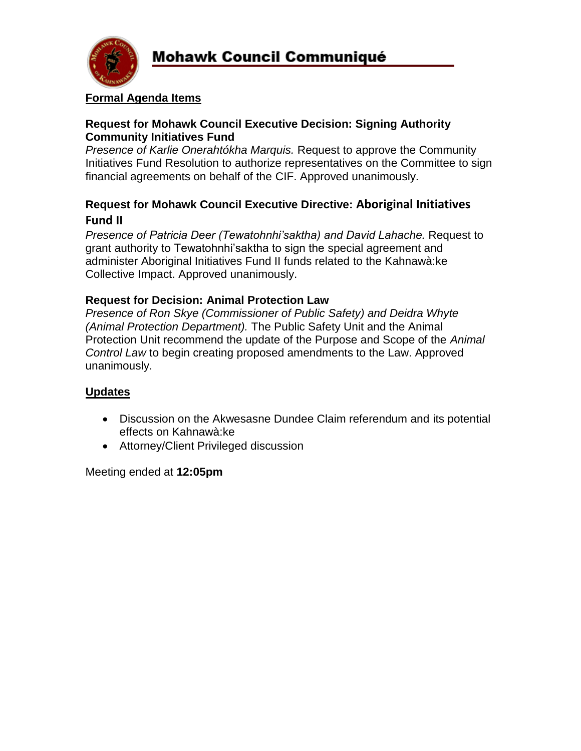## Formal Agenda Items

### Request for Mohawk Council Executive Decision: Signing Authority Community Initiatives Fund

*Presence of Karlie Onerahtókha Marquis.* Request to approve the Community Initiatives Fund Resolution to authorize representatives on the Committee to sign financial agreements on behalf of the CIF. Approved unanimously.

### Request for Mohawk Council Executive Directive: Aboriginal Initiatives Fund II

*Presence of Patricia Deer (Tewatohnhi'saktha) and David Lahache.* Request to grant authority to Tewatohnhi'saktha to sign the special agreement and administer Aboriginal Initiatives Fund II funds related to the Kahnawà:ke Collective Impact. Approved unanimously.

### Request for Decision: Animal Protection Law

*Presence of Ron Skye (Commissioner of Public Safety) and Deidra Whyte (Animal Protection Department).* The Public Safety Unit and the Animal Protection Unit recommend the update of the Purpose and Scope of the *Animal Control Law* to begin creating proposed amendments to the Law. Approved unanimously.

## Updates

- Discussion on the Akwesasne Dundee Claim referendum and its potential effects on Kahnawà:ke
- Attorney/Client Privileged discussion

Meeting ended at **12:05pm**